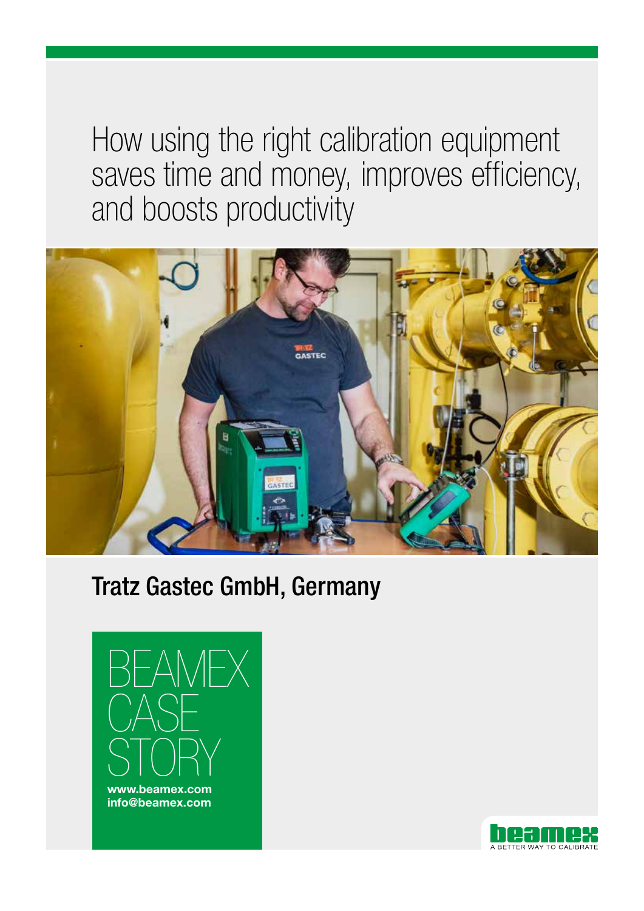# How using the right calibration equipment saves time and money, improves efficiency, and boosts productivity

## Tratz Gastec GmbH, Germany

BEAMEX CASE STORY

www.beamex.com
info@beamex.com

beamex
A BETTER WAY TO CALIBRATE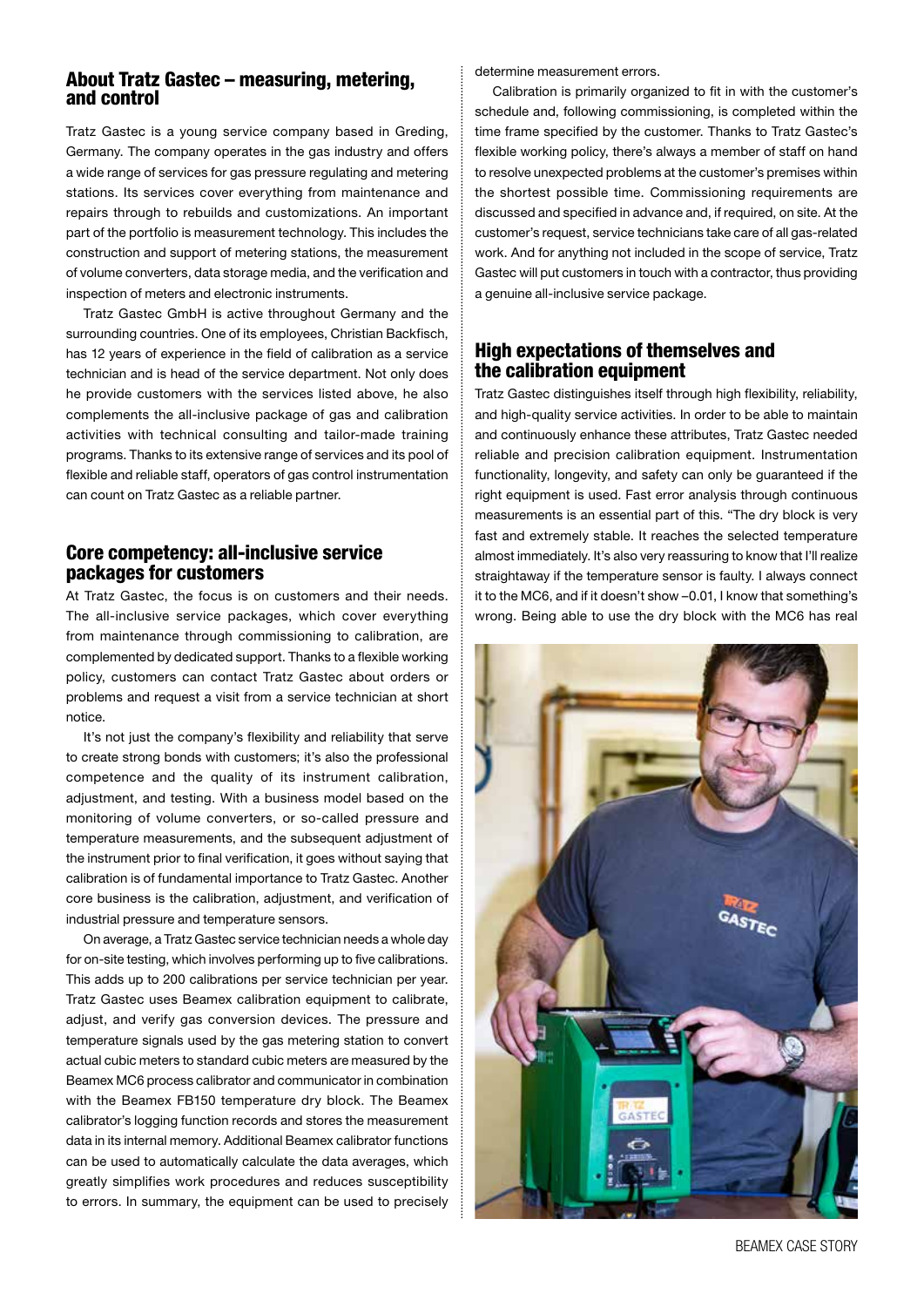## About Tratz Gastec – measuring, metering, and control

Tratz Gastec is a young service company based in Greding, Germany. The company operates in the gas industry and offers a wide range of services for gas pressure regulating and metering stations. Its services cover everything from maintenance and repairs through to rebuilds and customizations. An important part of the portfolio is measurement technology. This includes the construction and support of metering stations, the measurement of volume converters, data storage media, and the verification and inspection of meters and electronic instruments.

Tratz Gastec GmbH is active throughout Germany and the surrounding countries. One of its employees, Christian Backfisch, has 12 years of experience in the field of calibration as a service technician and is head of the service department. Not only does he provide customers with the services listed above, he also complements the all-inclusive package of gas and calibration activities with technical consulting and tailor-made training programs. Thanks to its extensive range of services and its pool of flexible and reliable staff, operators of gas control instrumentation can count on Tratz Gastec as a reliable partner.

## Core competency: all-inclusive service packages for customers

At Tratz Gastec, the focus is on customers and their needs. The all-inclusive service packages, which cover everything from maintenance through commissioning to calibration, are complemented by dedicated support. Thanks to a flexible working policy, customers can contact Tratz Gastec about orders or problems and request a visit from a service technician at short notice.

It's not just the company's flexibility and reliability that serve to create strong bonds with customers; it's also the professional competence and the quality of its instrument calibration, adjustment, and testing. With a business model based on the monitoring of volume converters, or so-called pressure and temperature measurements, and the subsequent adjustment of the instrument prior to final verification, it goes without saying that calibration is of fundamental importance to Tratz Gastec. Another core business is the calibration, adjustment, and verification of industrial pressure and temperature sensors.

On average, a Tratz Gastec service technician needs a whole day for on-site testing, which involves performing up to five calibrations. This adds up to 200 calibrations per service technician per year. Tratz Gastec uses Beamex calibration equipment to calibrate, adjust, and verify gas conversion devices. The pressure and temperature signals used by the gas metering station to convert actual cubic meters to standard cubic meters are measured by the Beamex MC6 process calibrator and communicator in combination with the Beamex FB150 temperature dry block. The Beamex calibrator's logging function records and stores the measurement data in its internal memory. Additional Beamex calibrator functions can be used to automatically calculate the data averages, which greatly simplifies work procedures and reduces susceptibility to errors. In summary, the equipment can be used to precisely determine measurement errors.

Calibration is primarily organized to fit in with the customer's schedule and, following commissioning, is completed within the time frame specified by the customer. Thanks to Tratz Gastec's flexible working policy, there's always a member of staff on hand to resolve unexpected problems at the customer's premises within the shortest possible time. Commissioning requirements are discussed and specified in advance and, if required, on site. At the customer's request, service technicians take care of all gas-related work. And for anything not included in the scope of service, Tratz Gastec will put customers in touch with a contractor, thus providing a genuine all-inclusive service package.

## High expectations of themselves and the calibration equipment

Tratz Gastec distinguishes itself through high flexibility, reliability, and high-quality service activities. In order to be able to maintain and continuously enhance these attributes, Tratz Gastec needed reliable and precision calibration equipment. Instrumentation functionality, longevity, and safety can only be guaranteed if the right equipment is used. Fast error analysis through continuous measurements is an essential part of this. "The dry block is very fast and extremely stable. It reaches the selected temperature almost immediately. It's also very reassuring to know that I'll realize straightaway if the temperature sensor is faulty. I always connect it to the MC6, and if it doesn't show –0.01, I know that something's wrong. Being able to use the dry block with the MC6 has real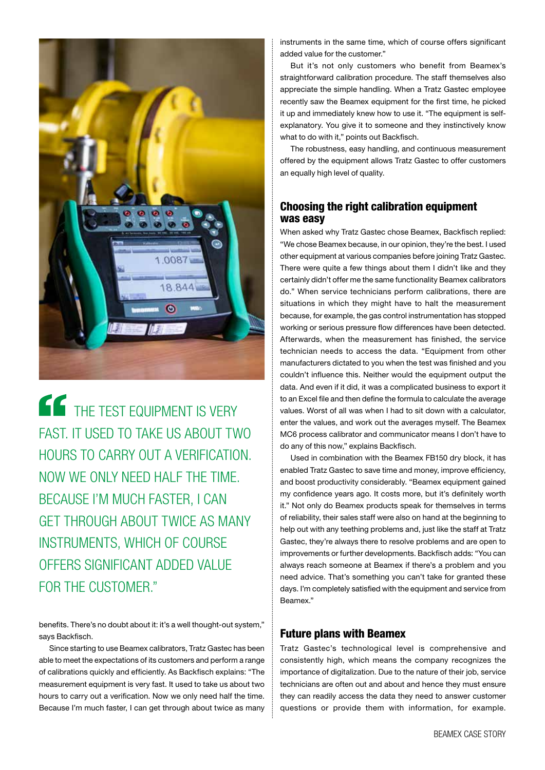> “THE TEST EQUIPMENT IS VERY FAST. IT USED TO TAKE US ABOUT TWO HOURS TO CARRY OUT A VERIFICATION. NOW WE ONLY NEED HALF THE TIME. BECAUSE I'M MUCH FASTER, I CAN GET THROUGH ABOUT TWICE AS MANY INSTRUMENTS, WHICH OF COURSE OFFERS SIGNIFICANT ADDED VALUE FOR THE CUSTOMER.”

benefits. There's no doubt about it: it's a well thought-out system,” says Backfisch.

Since starting to use Beamex calibrators, Tratz Gastec has been able to meet the expectations of its customers and perform a range of calibrations quickly and efficiently. As Backfisch explains: “The measurement equipment is very fast. It used to take us about two hours to carry out a verification. Now we only need half the time. Because I'm much faster, I can get through about twice as many instruments in the same time, which of course offers significant added value for the customer.”

But it's not only customers who benefit from Beamex's straightforward calibration procedure. The staff themselves also appreciate the simple handling. When a Tratz Gastec employee recently saw the Beamex equipment for the first time, he picked it up and immediately knew how to use it. “The equipment is self-explanatory. You give it to someone and they instinctively know what to do with it,” points out Backfisch.

The robustness, easy handling, and continuous measurement offered by the equipment allows Tratz Gastec to offer customers an equally high level of quality.

## Choosing the right calibration equipment was easy

When asked why Tratz Gastec chose Beamex, Backfisch replied: “We chose Beamex because, in our opinion, they're the best. I used other equipment at various companies before joining Tratz Gastec. There were quite a few things about them I didn't like and they certainly didn't offer me the same functionality Beamex calibrators do.” When service technicians perform calibrations, there are situations in which they might have to halt the measurement because, for example, the gas control instrumentation has stopped working or serious pressure flow differences have been detected. Afterwards, when the measurement has finished, the service technician needs to access the data. “Equipment from other manufacturers dictated to you when the test was finished and you couldn't influence this. Neither would the equipment output the data. And even if it did, it was a complicated business to export it to an Excel file and then define the formula to calculate the average values. Worst of all was when I had to sit down with a calculator, enter the values, and work out the averages myself. The Beamex MC6 process calibrator and communicator means I don't have to do any of this now,” explains Backfisch.

Used in combination with the Beamex FB150 dry block, it has enabled Tratz Gastec to save time and money, improve efficiency, and boost productivity considerably. “Beamex equipment gained my confidence years ago. It costs more, but it's definitely worth it.” Not only do Beamex products speak for themselves in terms of reliability, their sales staff were also on hand at the beginning to help out with any teething problems and, just like the staff at Tratz Gastec, they're always there to resolve problems and are open to improvements or further developments. Backfisch adds: “You can always reach someone at Beamex if there's a problem and you need advice. That's something you can't take for granted these days. I'm completely satisfied with the equipment and service from Beamex.”

## Future plans with Beamex

Tratz Gastec's technological level is comprehensive and consistently high, which means the company recognizes the importance of digitalization. Due to the nature of their job, service technicians are often out and about and hence they must ensure they can readily access the data they need to answer customer questions or provide them with information, for example.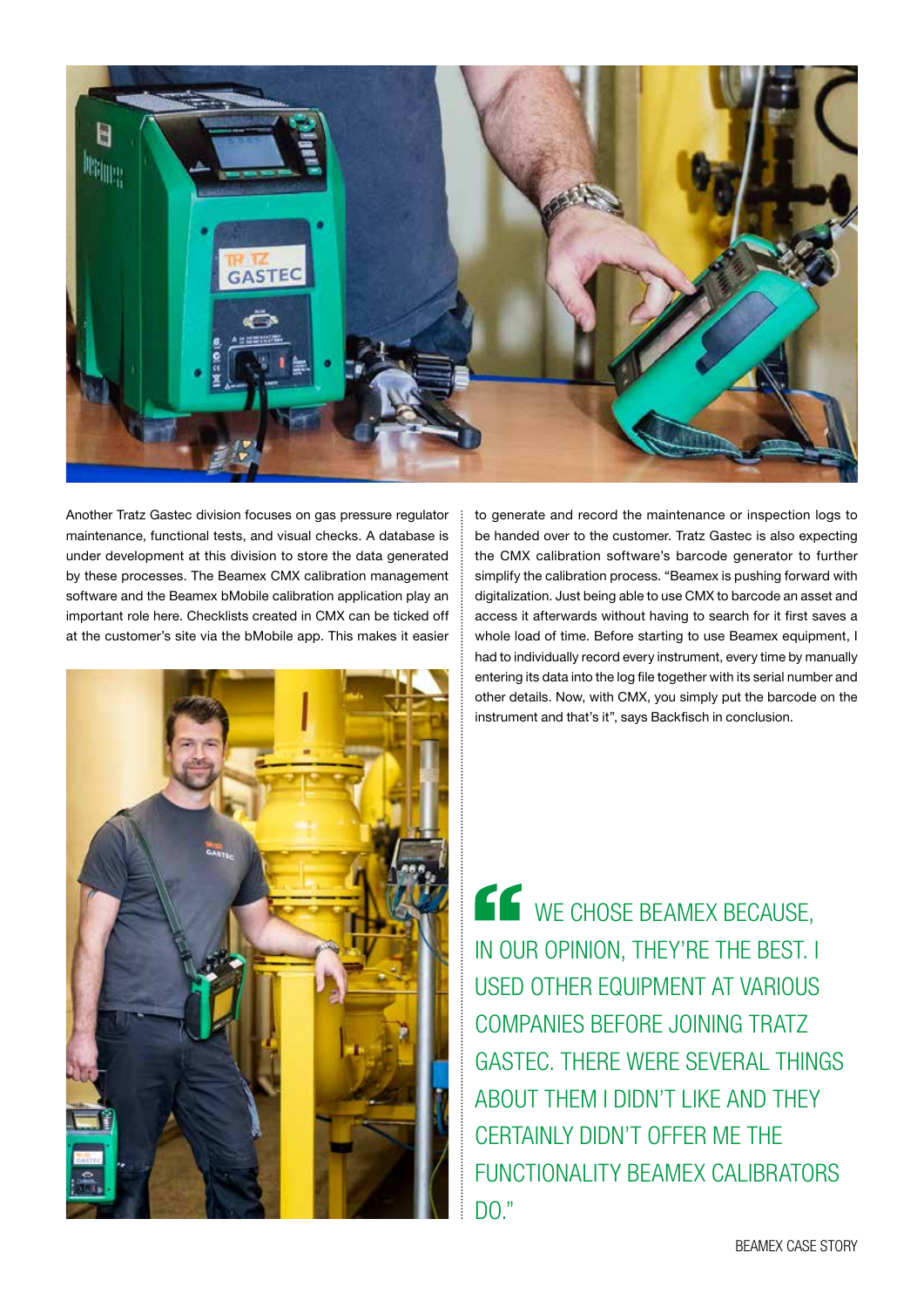Another Tratz Gastec division focuses on gas pressure regulator maintenance, functional tests, and visual checks. A database is under development at this division to store the data generated by these processes. The Beamex CMX calibration management software and the Beamex bMobile calibration application play an important role here. Checklists created in CMX can be ticked off at the customer's site via the bMobile app. This makes it easier to generate and record the maintenance or inspection logs to be handed over to the customer. Tratz Gastec is also expecting the CMX calibration software's barcode generator to further simplify the calibration process. "Beamex is pushing forward with digitalization. Just being able to use CMX to barcode an asset and access it afterwards without having to search for it first saves a whole load of time. Before starting to use Beamex equipment, I had to individually record every instrument, every time by manually entering its data into the log file together with its serial number and other details. Now, with CMX, you simply put the barcode on the instrument and that's it", says Backfisch in conclusion.

> "WE CHOSE BEAMEX BECAUSE, IN OUR OPINION, THEY'RE THE BEST. I USED OTHER EQUIPMENT AT VARIOUS COMPANIES BEFORE JOINING TRATZ GASTEC. THERE WERE SEVERAL THINGS ABOUT THEM I DIDN'T LIKE AND THEY CERTAINLY DIDN'T OFFER ME THE FUNCTIONALITY BEAMEX CALIBRATORS DO."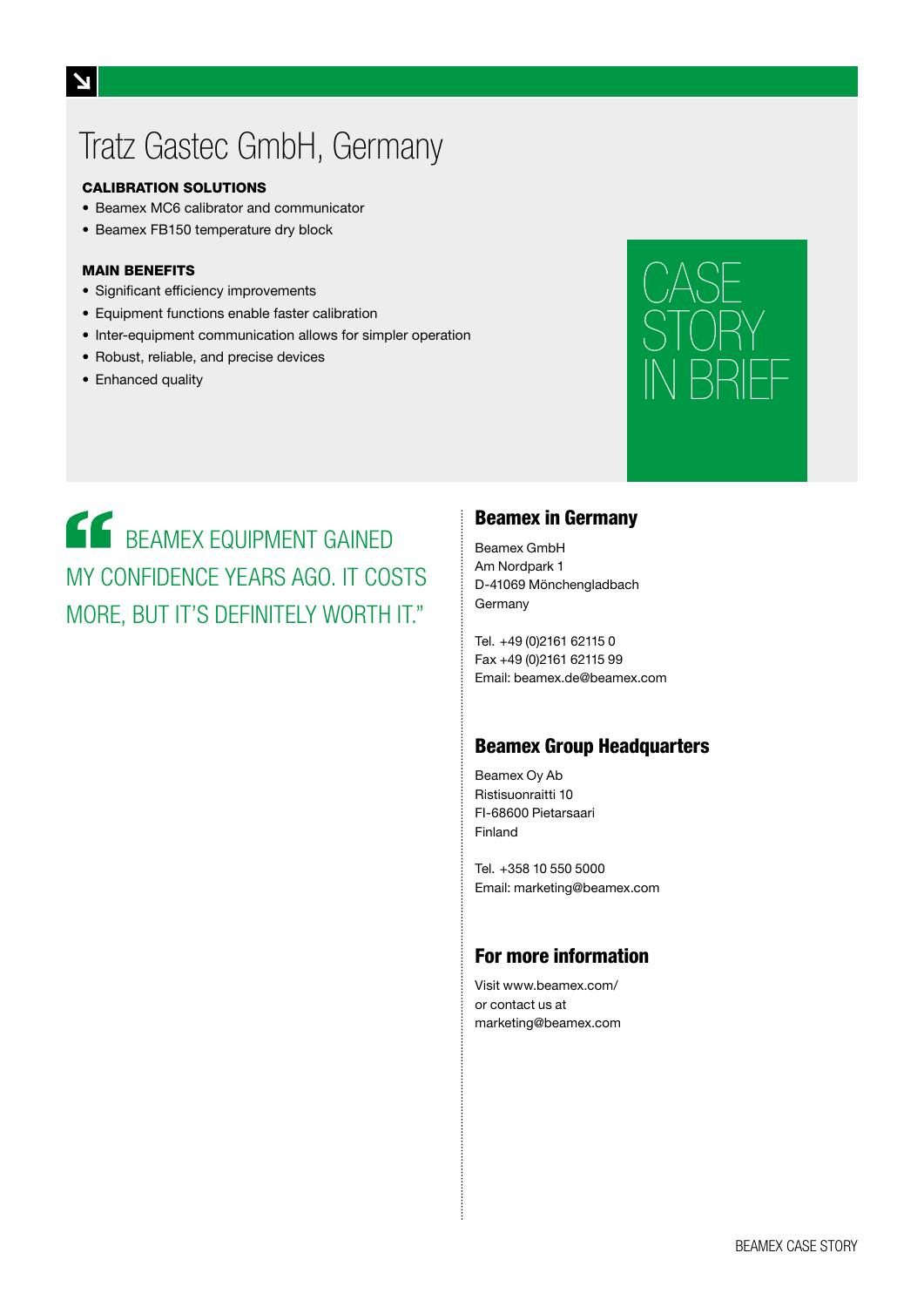# Tratz Gastec GmbH, Germany

**CALIBRATION SOLUTIONS**

- Beamex MC6 calibrator and communicator
- Beamex FB150 temperature dry block

**MAIN BENEFITS**

- Significant efficiency improvements
- Equipment functions enable faster calibration
- Inter-equipment communication allows for simpler operation
- Robust, reliable, and precise devices
- Enhanced quality

CASE STORY IN BRIEF

“BEAMEX EQUIPMENT GAINED MY CONFIDENCE YEARS AGO. IT COSTS MORE, BUT IT’S DEFINITELY WORTH IT.”

## Beamex in Germany

Beamex GmbH
Am Nordpark 1
D-41069 Mönchengladbach
Germany

Tel. +49 (0)2161 62115 0
Fax +49 (0)2161 62115 99
Email: beamex.de@beamex.com

## Beamex Group Headquarters

Beamex Oy Ab
Ristisuonraitti 10
FI-68600 Pietarsaari
Finland

Tel. +358 10 550 5000
Email: marketing@beamex.com

## For more information

Visit www.beamex.com/
or contact us at
marketing@beamex.com